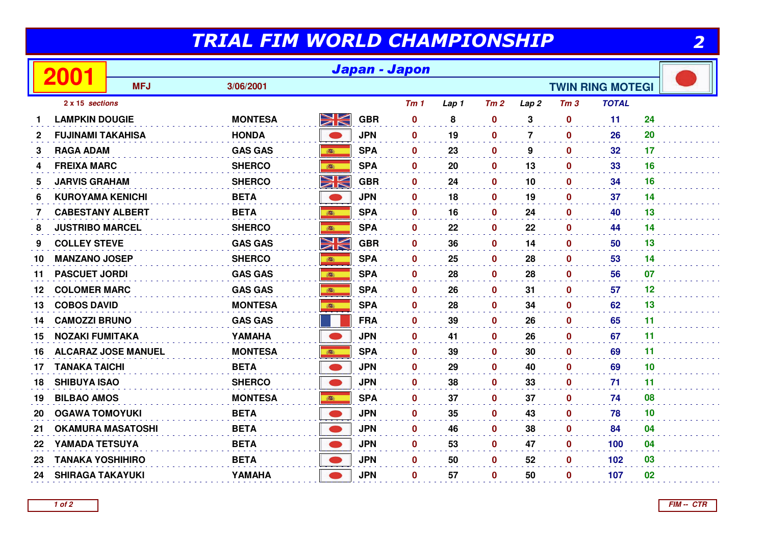# TRIAL FIM WORLD CHAMPIONSHIP

**2001** — **Japan - Japon**

MFJ — 3/06/2001 — TWIN RING MOTEGI

*2 x 15 sections*

| | Rider | Make | Nat | Tm 1 | Lap 1 | Tm 2 | Lap 2 | Tm 3 | TOTAL | |
|---|---|---|---|---|---|---|---|---|---|---|
| 1 | LAMPKIN DOUGIE | MONTESA | GBR | 0 | 8 | 0 | 3 | 0 | 11 | 24 |
| 2 | FUJINAMI TAKAHISA | HONDA | JPN | 0 | 19 | 0 | 7 | 0 | 26 | 20 |
| 3 | RAGA ADAM | GAS GAS | SPA | 0 | 23 | 0 | 9 | 0 | 32 | 17 |
| 4 | FREIXA MARC | SHERCO | SPA | 0 | 20 | 0 | 13 | 0 | 33 | 16 |
| 5 | JARVIS GRAHAM | SHERCO | GBR | 0 | 24 | 0 | 10 | 0 | 34 | 16 |
| 6 | KUROYAMA KENICHI | BETA | JPN | 0 | 18 | 0 | 19 | 0 | 37 | 14 |
| 7 | CABESTANY ALBERT | BETA | SPA | 0 | 16 | 0 | 24 | 0 | 40 | 13 |
| 8 | JUSTRIBO MARCEL | SHERCO | SPA | 0 | 22 | 0 | 22 | 0 | 44 | 14 |
| 9 | COLLEY STEVE | GAS GAS | GBR | 0 | 36 | 0 | 14 | 0 | 50 | 13 |
| 10 | MANZANO JOSEP | SHERCO | SPA | 0 | 25 | 0 | 28 | 0 | 53 | 14 |
| 11 | PASCUET JORDI | GAS GAS | SPA | 0 | 28 | 0 | 28 | 0 | 56 | 07 |
| 12 | COLOMER MARC | GAS GAS | SPA | 0 | 26 | 0 | 31 | 0 | 57 | 12 |
| 13 | COBOS DAVID | MONTESA | SPA | 0 | 28 | 0 | 34 | 0 | 62 | 13 |
| 14 | CAMOZZI BRUNO | GAS GAS | FRA | 0 | 39 | 0 | 26 | 0 | 65 | 11 |
| 15 | NOZAKI FUMITAKA | YAMAHA | JPN | 0 | 41 | 0 | 26 | 0 | 67 | 11 |
| 16 | ALCARAZ JOSE MANUEL | MONTESA | SPA | 0 | 39 | 0 | 30 | 0 | 69 | 11 |
| 17 | TANAKA TAICHI | BETA | JPN | 0 | 29 | 0 | 40 | 0 | 69 | 10 |
| 18 | SHIBUYA ISAO | SHERCO | JPN | 0 | 38 | 0 | 33 | 0 | 71 | 11 |
| 19 | BILBAO AMOS | MONTESA | SPA | 0 | 37 | 0 | 37 | 0 | 74 | 08 |
| 20 | OGAWA TOMOYUKI | BETA | JPN | 0 | 35 | 0 | 43 | 0 | 78 | 10 |
| 21 | OKAMURA MASATOSHI | BETA | JPN | 0 | 46 | 0 | 38 | 0 | 84 | 04 |
| 22 | YAMADA TETSUYA | BETA | JPN | 0 | 53 | 0 | 47 | 0 | 100 | 04 |
| 23 | TANAKA YOSHIHIRO | BETA | JPN | 0 | 50 | 0 | 52 | 0 | 102 | 03 |
| 24 | SHIRAGA TAKAYUKI | YAMAHA | JPN | 0 | 57 | 0 | 50 | 0 | 107 | 02 |

FIM -- CTR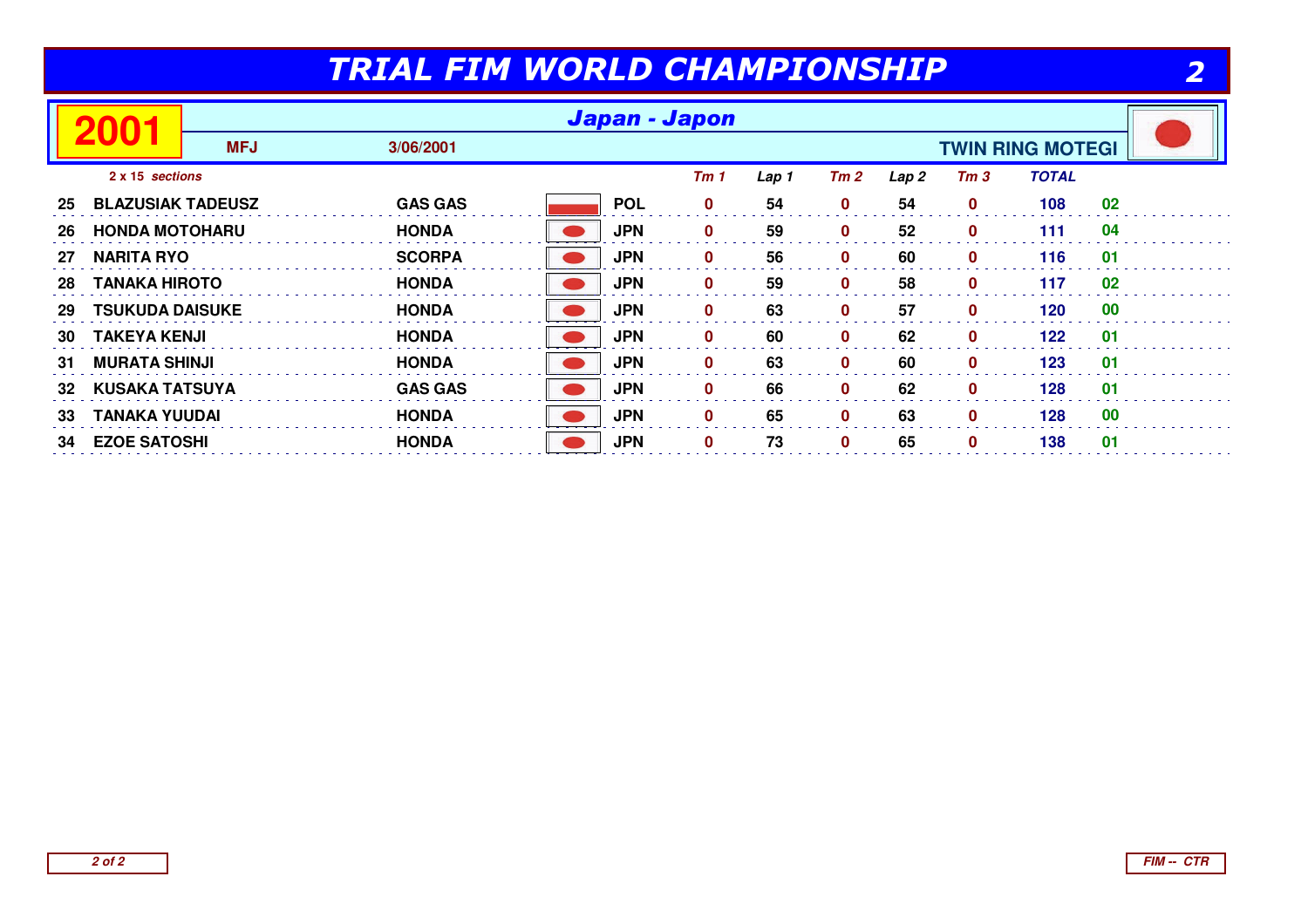# TRIAL FIM WORLD CHAMPIONSHIP

## 2001 — Japan - Japon

**MFJ** — 3/06/2001 — **TWIN RING MOTEGI**

*2 x 15 sections*

| | | | | | Tm 1 | Lap 1 | Tm 2 | Lap 2 | Tm 3 | TOTAL | |
|---|---|---|---|---|---|---|---|---|---|---|---|
| 25 | BLAZUSIAK TADEUSZ | GAS GAS | | POL | 0 | 54 | 0 | 54 | 0 | 108 | 02 |
| 26 | HONDA MOTOHARU | HONDA | | JPN | 0 | 59 | 0 | 52 | 0 | 111 | 04 |
| 27 | NARITA RYO | SCORPA | | JPN | 0 | 56 | 0 | 60 | 0 | 116 | 01 |
| 28 | TANAKA HIROTO | HONDA | | JPN | 0 | 59 | 0 | 58 | 0 | 117 | 02 |
| 29 | TSUKUDA DAISUKE | HONDA | | JPN | 0 | 63 | 0 | 57 | 0 | 120 | 00 |
| 30 | TAKEYA KENJI | HONDA | | JPN | 0 | 60 | 0 | 62 | 0 | 122 | 01 |
| 31 | MURATA SHINJI | HONDA | | JPN | 0 | 63 | 0 | 60 | 0 | 123 | 01 |
| 32 | KUSAKA TATSUYA | GAS GAS | | JPN | 0 | 66 | 0 | 62 | 0 | 128 | 01 |
| 33 | TANAKA YUUDAI | HONDA | | JPN | 0 | 65 | 0 | 63 | 0 | 128 | 00 |
| 34 | EZOE SATOSHI | HONDA | | JPN | 0 | 73 | 0 | 65 | 0 | 138 | 01 |

FIM -- CTR